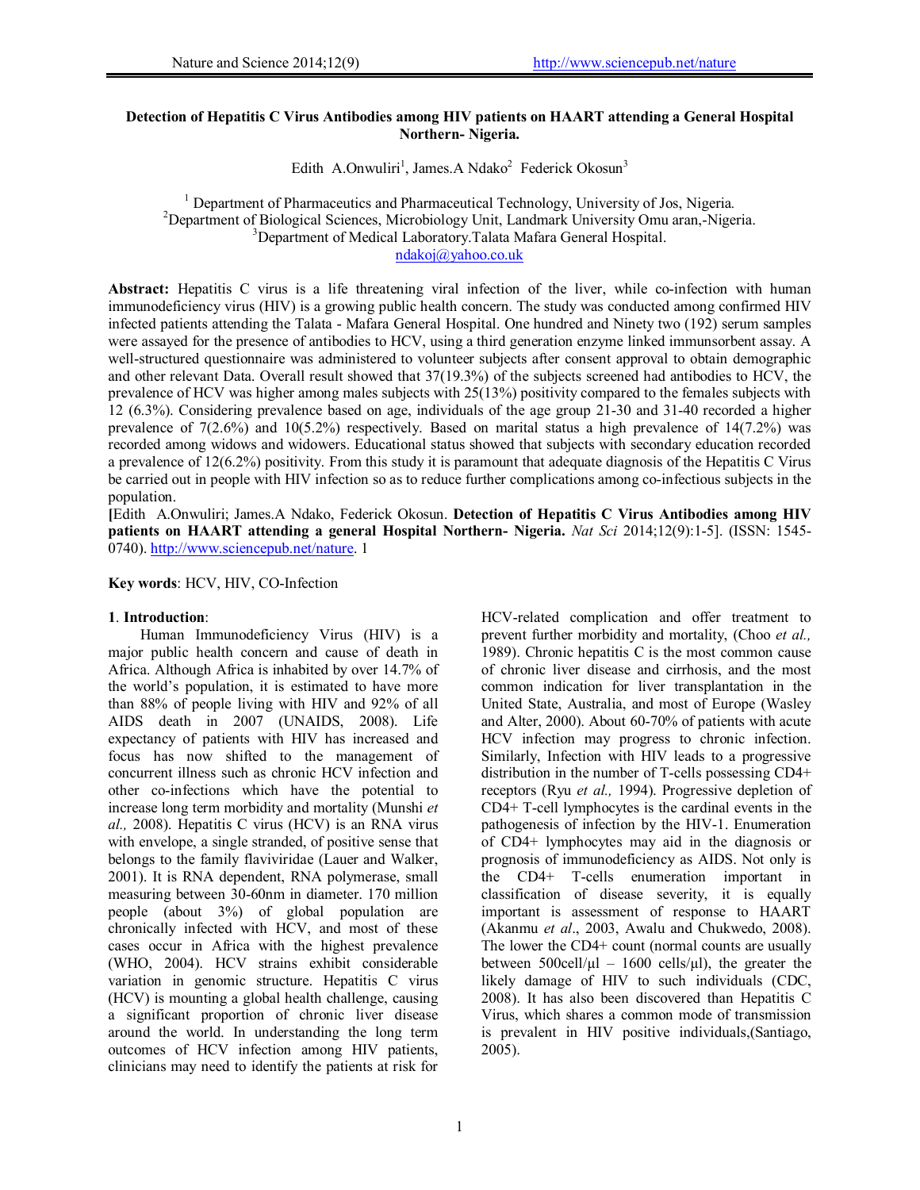# Detection of Hepatitis C Virus Antibodies among HIV patients on HAART attending a General Hospital Northern- Nigeria.

Edith A.Onwuliri[1], James.A Ndako[2] Federick Okosun[3]

[1] Department of Pharmaceutics and Pharmaceutical Technology, University of Jos, Nigeria.
[2]Department of Biological Sciences, Microbiology Unit, Landmark University Omu aran,-Nigeria.
[3]Department of Medical Laboratory.Talata Mafara General Hospital.
ndakoj@yahoo.co.uk

**Abstract:** Hepatitis C virus is a life threatening viral infection of the liver, while co-infection with human immunodeficiency virus (HIV) is a growing public health concern. The study was conducted among confirmed HIV infected patients attending the Talata - Mafara General Hospital. One hundred and Ninety two (192) serum samples were assayed for the presence of antibodies to HCV, using a third generation enzyme linked immunsorbent assay. A well-structured questionnaire was administered to volunteer subjects after consent approval to obtain demographic and other relevant Data. Overall result showed that 37(19.3%) of the subjects screened had antibodies to HCV, the prevalence of HCV was higher among males subjects with 25(13%) positivity compared to the females subjects with 12 (6.3%). Considering prevalence based on age, individuals of the age group 21-30 and 31-40 recorded a higher prevalence of 7(2.6%) and 10(5.2%) respectively. Based on marital status a high prevalence of 14(7.2%) was recorded among widows and widowers. Educational status showed that subjects with secondary education recorded a prevalence of 12(6.2%) positivity. From this study it is paramount that adequate diagnosis of the Hepatitis C Virus be carried out in people with HIV infection so as to reduce further complications among co-infectious subjects in the population.

**[**Edith A.Onwuliri; James.A Ndako, Federick Okosun. **Detection of Hepatitis C Virus Antibodies among HIV patients on HAART attending a general Hospital Northern- Nigeria.** *Nat Sci* 2014;12(9):1-5]. (ISSN: 1545-0740). http://www.sciencepub.net/nature. 1

**Key words**: HCV, HIV, CO-Infection

## 1. Introduction:

Human Immunodeficiency Virus (HIV) is a major public health concern and cause of death in Africa. Although Africa is inhabited by over 14.7% of the world's population, it is estimated to have more than 88% of people living with HIV and 92% of all AIDS death in 2007 (UNAIDS, 2008). Life expectancy of patients with HIV has increased and focus has now shifted to the management of concurrent illness such as chronic HCV infection and other co-infections which have the potential to increase long term morbidity and mortality (Munshi *et al.,* 2008). Hepatitis C virus (HCV) is an RNA virus with envelope, a single stranded, of positive sense that belongs to the family flaviviridae (Lauer and Walker, 2001). It is RNA dependent, RNA polymerase, small measuring between 30-60nm in diameter. 170 million people (about 3%) of global population are chronically infected with HCV, and most of these cases occur in Africa with the highest prevalence (WHO, 2004). HCV strains exhibit considerable variation in genomic structure. Hepatitis C virus (HCV) is mounting a global health challenge, causing a significant proportion of chronic liver disease around the world. In understanding the long term outcomes of HCV infection among HIV patients, clinicians may need to identify the patients at risk for HCV-related complication and offer treatment to prevent further morbidity and mortality, (Choo *et al.,* 1989). Chronic hepatitis C is the most common cause of chronic liver disease and cirrhosis, and the most common indication for liver transplantation in the United State, Australia, and most of Europe (Wasley and Alter, 2000). About 60-70% of patients with acute HCV infection may progress to chronic infection. Similarly, Infection with HIV leads to a progressive distribution in the number of T-cells possessing CD4+ receptors (Ryu *et al.,* 1994). Progressive depletion of CD4+ T-cell lymphocytes is the cardinal events in the pathogenesis of infection by the HIV-1. Enumeration of CD4+ lymphocytes may aid in the diagnosis or prognosis of immunodeficiency as AIDS. Not only is the CD4+ T-cells enumeration important in classification of disease severity, it is equally important is assessment of response to HAART (Akanmu *et al*., 2003, Awalu and Chukwedo, 2008). The lower the CD4+ count (normal counts are usually between 500cell/μl – 1600 cells/μl), the greater the likely damage of HIV to such individuals (CDC, 2008). It has also been discovered than Hepatitis C Virus, which shares a common mode of transmission is prevalent in HIV positive individuals,(Santiago, 2005).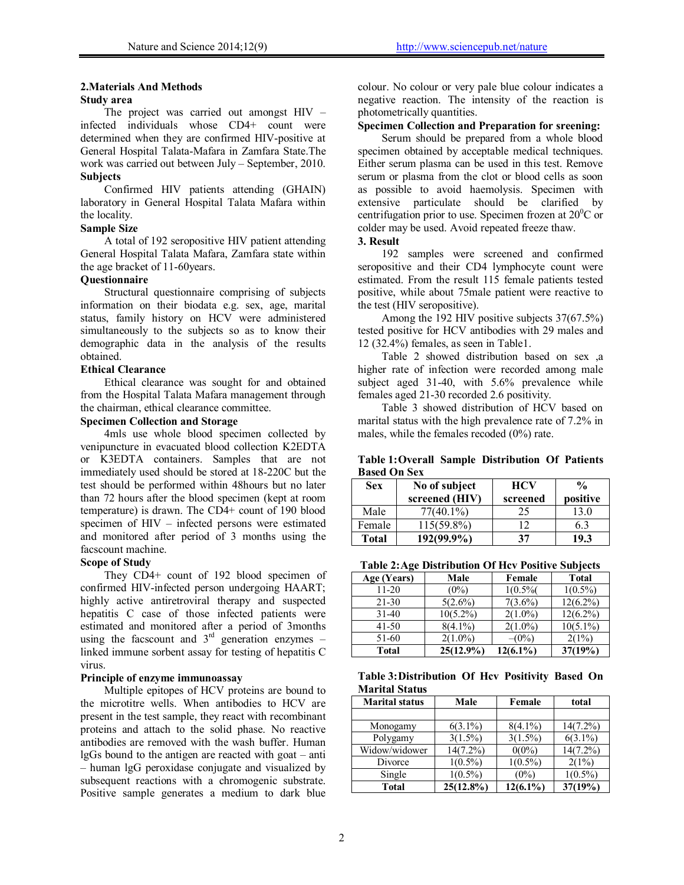## 2.Materials And Methods

### Study area

The project was carried out amongst HIV – infected individuals whose CD4+ count were determined when they are confirmed HIV-positive at General Hospital Talata-Mafara in Zamfara State.The work was carried out between July – September, 2010.

### Subjects

Confirmed HIV patients attending (GHAIN) laboratory in General Hospital Talata Mafara within the locality.

### Sample Size

A total of 192 seropositive HIV patient attending General Hospital Talata Mafara, Zamfara state within the age bracket of 11-60years.

### Questionnaire

Structural questionnaire comprising of subjects information on their biodata e.g. sex, age, marital status, family history on HCV were administered simultaneously to the subjects so as to know their demographic data in the analysis of the results obtained.

### Ethical Clearance

Ethical clearance was sought for and obtained from the Hospital Talata Mafara management through the chairman, ethical clearance committee.

### Specimen Collection and Storage

4mls use whole blood specimen collected by venipuncture in evacuated blood collection K2EDTA or K3EDTA containers. Samples that are not immediately used should be stored at 18-220C but the test should be performed within 48hours but no later than 72 hours after the blood specimen (kept at room temperature) is drawn. The CD4+ count of 190 blood specimen of HIV – infected persons were estimated and monitored after period of 3 months using the facscount machine.

### Scope of Study

They CD4+ count of 192 blood specimen of confirmed HIV-infected person undergoing HAART; highly active antiretroviral therapy and suspected hepatitis C case of those infected patients were estimated and monitored after a period of 3months using the facscount and 3rd generation enzymes – linked immune sorbent assay for testing of hepatitis C virus.

### Principle of enzyme immunoassay

Multiple epitopes of HCV proteins are bound to the microtitre wells. When antibodies to HCV are present in the test sample, they react with recombinant proteins and attach to the solid phase. No reactive antibodies are removed with the wash buffer. Human lgGs bound to the antigen are reacted with goat – anti – human lgG peroxidase conjugate and visualized by subsequent reactions with a chromogenic substrate. Positive sample generates a medium to dark blue colour. No colour or very pale blue colour indicates a negative reaction. The intensity of the reaction is photometrically quantities.

### Specimen Collection and Preparation for sreening:

Serum should be prepared from a whole blood specimen obtained by acceptable medical techniques. Either serum plasma can be used in this test. Remove serum or plasma from the clot or blood cells as soon as possible to avoid haemolysis. Specimen with extensive particulate should be clarified by centrifugation prior to use. Specimen frozen at $20^0$C or colder may be used. Avoid repeated freeze thaw.

## 3. Result

192 samples were screened and confirmed seropositive and their CD4 lymphocyte count were estimated. From the result 115 female patients tested positive, while about 75male patient were reactive to the test (HIV seropositive).

Among the 192 HIV positive subjects 37(67.5%) tested positive for HCV antibodies with 29 males and 12 (32.4%) females, as seen in Table1.

Table 2 showed distribution based on sex ,a higher rate of infection were recorded among male subject aged 31-40, with 5.6% prevalence while females aged 21-30 recorded 2.6 positivity.

Table 3 showed distribution of HCV based on marital status with the high prevalence rate of 7.2% in males, while the females recoded (0%) rate.

**Table 1:Overall Sample Distribution Of Patients Based On Sex**

| Sex | No of subject screened (HIV) | HCV screened | % positive |
|---|---|---|---|
| Male | 77(40.1%) | 25 | 13.0 |
| Female | 115(59.8%) | 12 | 6.3 |
| **Total** | **192(99.9%)** | **37** | **19.3** |

**Table 2:Age Distribution Of Hcv Positive Subjects**

| Age (Years) | Male | Female | Total |
|---|---|---|---|
| 11-20 | (0%) | 1(0.5%( | 1(0.5%) |
| 21-30 | 5(2.6%) | 7(3.6%) | 12(6.2%) |
| 31-40 | 10(5.2%) | 2(1.0%) | 12(6.2%) |
| 41-50 | 8(4.1%) | 2(1.0%) | 10(5.1%) |
| 51-60 | 2(1.0%) | –(0%) | 2(1%) |
| **Total** | **25(12.9%)** | **12(6.1%)** | **37(19%)** |

**Table 3:Distribution Of Hcv Positivity Based On Marital Status**

| Marital status | Male | Female | total |
|---|---|---|---|
| | | | |
| Monogamy | 6(3.1%) | 8(4.1%) | 14(7.2%) |
| Polygamy | 3(1.5%) | 3(1.5%) | 6(3.1%) |
| Widow/widower | 14(7.2%) | 0(0%) | 14(7.2%) |
| Divorce | 1(0.5%) | 1(0.5%) | 2(1%) |
| Single | 1(0.5%) | (0%) | 1(0.5%) |
| **Total** | **25(12.8%)** | **12(6.1%)** | **37(19%)** |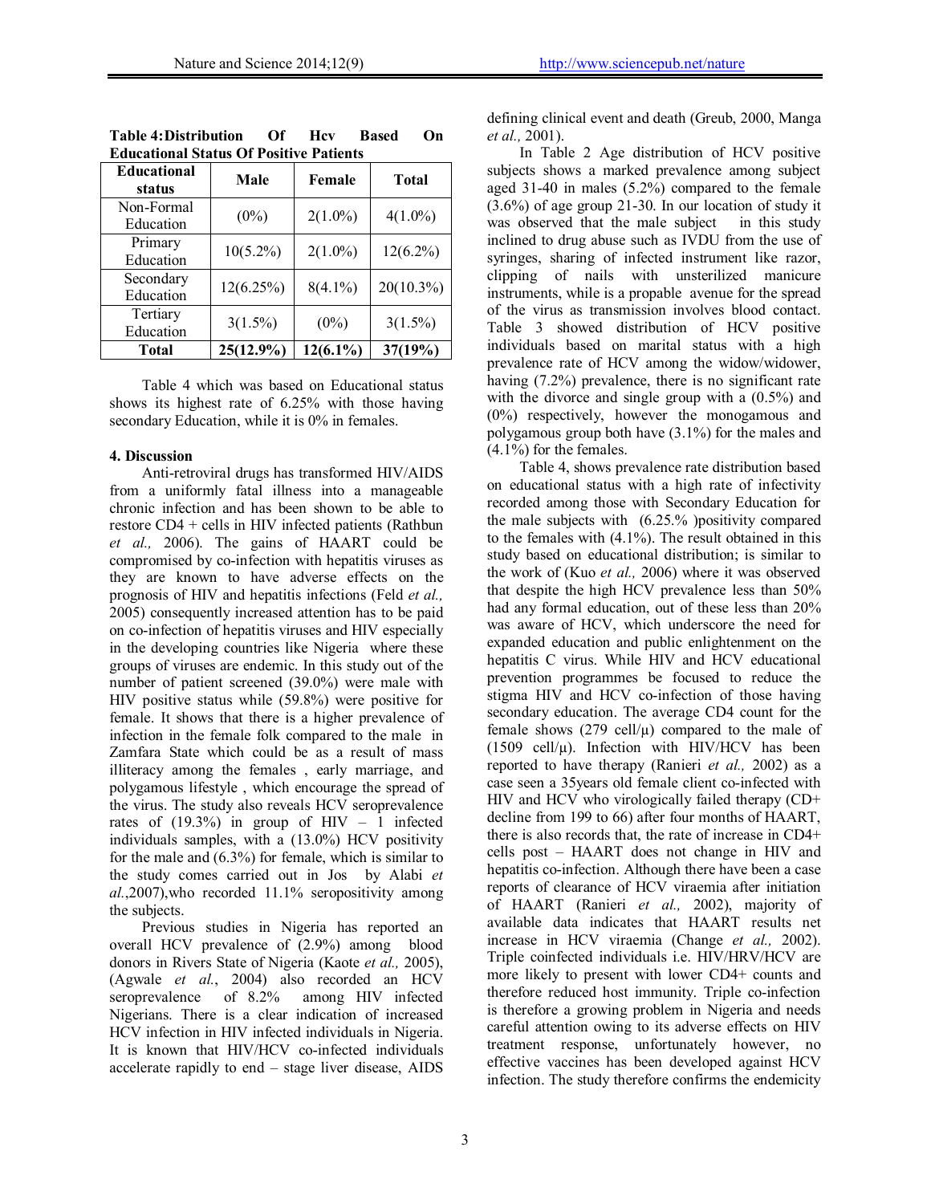**Table 4: Distribution Of Hcv Based On Educational Status Of Positive Patients**

| Educational status | Male | Female | Total |
|---|---|---|---|
| Non-Formal Education | (0%) | 2(1.0%) | 4(1.0%) |
| Primary Education | 10(5.2%) | 2(1.0%) | 12(6.2%) |
| Secondary Education | 12(6.25%) | 8(4.1%) | 20(10.3%) |
| Tertiary Education | 3(1.5%) | (0%) | 3(1.5%) |
| **Total** | **25(12.9%)** | **12(6.1%)** | **37(19%)** |

Table 4 which was based on Educational status shows its highest rate of 6.25% with those having secondary Education, while it is 0% in females.

## 4. Discussion

Anti-retroviral drugs has transformed HIV/AIDS from a uniformly fatal illness into a manageable chronic infection and has been shown to be able to restore CD4 + cells in HIV infected patients (Rathbun *et al.,* 2006). The gains of HAART could be compromised by co-infection with hepatitis viruses as they are known to have adverse effects on the prognosis of HIV and hepatitis infections (Feld *et al.,* 2005) consequently increased attention has to be paid on co-infection of hepatitis viruses and HIV especially in the developing countries like Nigeria where these groups of viruses are endemic. In this study out of the number of patient screened (39.0%) were male with HIV positive status while (59.8%) were positive for female. It shows that there is a higher prevalence of infection in the female folk compared to the male in Zamfara State which could be as a result of mass illiteracy among the females , early marriage, and polygamous lifestyle , which encourage the spread of the virus. The study also reveals HCV seroprevalence rates of (19.3%) in group of HIV – 1 infected individuals samples, with a (13.0%) HCV positivity for the male and (6.3%) for female, which is similar to the study comes carried out in Jos by Alabi *et al.*,2007),who recorded 11.1% seropositivity among the subjects.

Previous studies in Nigeria has reported an overall HCV prevalence of (2.9%) among blood donors in Rivers State of Nigeria (Kaote *et al.,* 2005), (Agwale *et al.*, 2004) also recorded an HCV seroprevalence of 8.2% among HIV infected Nigerians. There is a clear indication of increased HCV infection in HIV infected individuals in Nigeria. It is known that HIV/HCV co-infected individuals accelerate rapidly to end – stage liver disease, AIDS defining clinical event and death (Greub, 2000, Manga *et al.,* 2001).

In Table 2 Age distribution of HCV positive subjects shows a marked prevalence among subject aged 31-40 in males (5.2%) compared to the female (3.6%) of age group 21-30. In our location of study it was observed that the male subject in this study inclined to drug abuse such as IVDU from the use of syringes, sharing of infected instrument like razor, clipping of nails with unsterilized manicure instruments, while is a propable avenue for the spread of the virus as transmission involves blood contact. Table 3 showed distribution of HCV positive individuals based on marital status with a high prevalence rate of HCV among the widow/widower, having (7.2%) prevalence, there is no significant rate with the divorce and single group with a (0.5%) and (0%) respectively, however the monogamous and polygamous group both have (3.1%) for the males and (4.1%) for the females.

Table 4, shows prevalence rate distribution based on educational status with a high rate of infectivity recorded among those with Secondary Education for the male subjects with (6.25.% )positivity compared to the females with (4.1%). The result obtained in this study based on educational distribution; is similar to the work of (Kuo *et al.,* 2006) where it was observed that despite the high HCV prevalence less than 50% had any formal education, out of these less than 20% was aware of HCV, which underscore the need for expanded education and public enlightenment on the hepatitis C virus. While HIV and HCV educational prevention programmes be focused to reduce the stigma HIV and HCV co-infection of those having secondary education. The average CD4 count for the female shows (279 cell/μ) compared to the male of (1509 cell/μ). Infection with HIV/HCV has been reported to have therapy (Ranieri *et al.,* 2002) as a case seen a 35years old female client co-infected with HIV and HCV who virologically failed therapy (CD+ decline from 199 to 66) after four months of HAART, there is also records that, the rate of increase in CD4+ cells post – HAART does not change in HIV and hepatitis co-infection. Although there have been a case reports of clearance of HCV viraemia after initiation of HAART (Ranieri *et al.,* 2002), majority of available data indicates that HAART results net increase in HCV viraemia (Change *et al.,* 2002). Triple coinfected individuals i.e. HIV/HRV/HCV are more likely to present with lower CD4+ counts and therefore reduced host immunity. Triple co-infection is therefore a growing problem in Nigeria and needs careful attention owing to its adverse effects on HIV treatment response, unfortunately however, no effective vaccines has been developed against HCV infection. The study therefore confirms the endemicity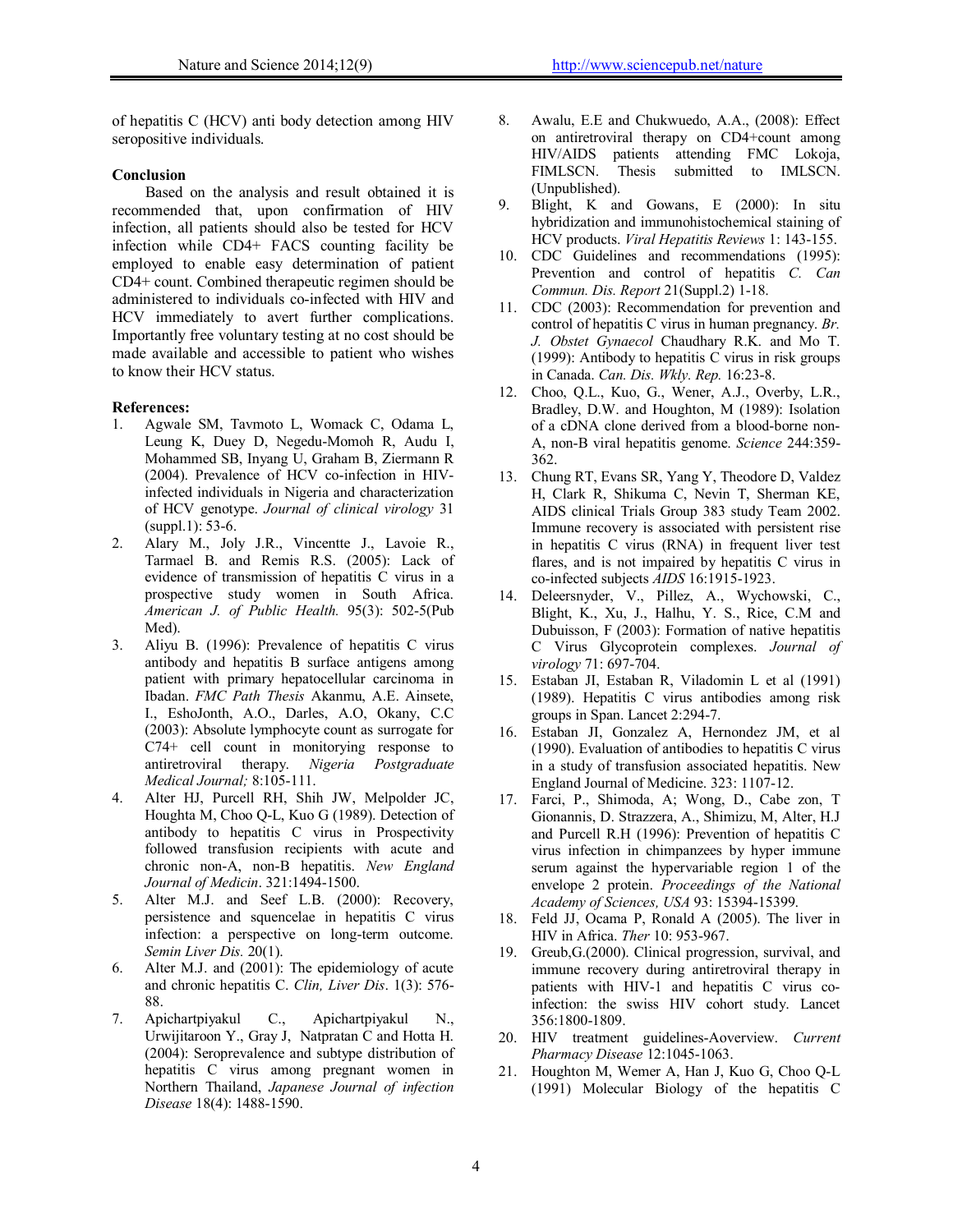of hepatitis C (HCV) anti body detection among HIV seropositive individuals.

**Conclusion**

Based on the analysis and result obtained it is recommended that, upon confirmation of HIV infection, all patients should also be tested for HCV infection while CD4+ FACS counting facility be employed to enable easy determination of patient CD4+ count. Combined therapeutic regimen should be administered to individuals co-infected with HIV and HCV immediately to avert further complications. Importantly free voluntary testing at no cost should be made available and accessible to patient who wishes to know their HCV status.

**References:**

1. Agwale SM, Tavmoto L, Womack C, Odama L, Leung K, Duey D, Negedu-Momoh R, Audu I, Mohammed SB, Inyang U, Graham B, Ziermann R (2004). Prevalence of HCV co-infection in HIV-infected individuals in Nigeria and characterization of HCV genotype. *Journal of clinical virology* 31 (suppl.1): 53-6.
2. Alary M., Joly J.R., Vincentte J., Lavoie R., Tarmael B. and Remis R.S. (2005): Lack of evidence of transmission of hepatitis C virus in a prospective study women in South Africa. *American J. of Public Health.* 95(3): 502-5(Pub Med).
3. Aliyu B. (1996): Prevalence of hepatitis C virus antibody and hepatitis B surface antigens among patient with primary hepatocellular carcinoma in Ibadan. *FMC Path Thesis* Akanmu, A.E. Ainsete, I., EshoJonth, A.O., Darles, A.O, Okany, C.C (2003): Absolute lymphocyte count as surrogate for C74+ cell count in monitorying response to antiretroviral therapy. *Nigeria Postgraduate Medical Journal;* 8:105-111.
4. Alter HJ, Purcell RH, Shih JW, Melpolder JC, Houghta M, Choo Q-L, Kuo G (1989). Detection of antibody to hepatitis C virus in Prospectivity followed transfusion recipients with acute and chronic non-A, non-B hepatitis. *New England Journal of Medicin*. 321:1494-1500.
5. Alter M.J. and Seef L.B. (2000): Recovery, persistence and squencelae in hepatitis C virus infection: a perspective on long-term outcome. *Semin Liver Dis.* 20(1).
6. Alter M.J. and (2001): The epidemiology of acute and chronic hepatitis C. *Clin, Liver Dis*. 1(3): 576-88.
7. Apichartpiyakul C., Apichartpiyakul N., Urwijitaroon Y., Gray J, Natpratan C and Hotta H. (2004): Seroprevalence and subtype distribution of hepatitis C virus among pregnant women in Northern Thailand, *Japanese Journal of infection Disease* 18(4): 1488-1590.
8. Awalu, E.E and Chukwuedo, A.A., (2008): Effect on antiretroviral therapy on CD4+count among HIV/AIDS patients attending FMC Lokoja, FIMLSCN. Thesis submitted to IMLSCN. (Unpublished).
9. Blight, K and Gowans, E (2000): In situ hybridization and immunohistochemical staining of HCV products. *Viral Hepatitis Reviews* 1: 143-155.
10. CDC Guidelines and recommendations (1995): Prevention and control of hepatitis *C. Can Commun. Dis. Report* 21(Suppl.2) 1-18.
11. CDC (2003): Recommendation for prevention and control of hepatitis C virus in human pregnancy. *Br. J. Obstet Gynaecol* Chaudhary R.K. and Mo T. (1999): Antibody to hepatitis C virus in risk groups in Canada. *Can. Dis. Wkly. Rep.* 16:23-8.
12. Choo, Q.L., Kuo, G., Wener, A.J., Overby, L.R., Bradley, D.W. and Houghton, M (1989): Isolation of a cDNA clone derived from a blood-borne non-A, non-B viral hepatitis genome. *Science* 244:359-362.
13. Chung RT, Evans SR, Yang Y, Theodore D, Valdez H, Clark R, Shikuma C, Nevin T, Sherman KE, AIDS clinical Trials Group 383 study Team 2002. Immune recovery is associated with persistent rise in hepatitis C virus (RNA) in frequent liver test flares, and is not impaired by hepatitis C virus in co-infected subjects *AIDS* 16:1915-1923.
14. Deleersnyder, V., Pillez, A., Wychowski, C., Blight, K., Xu, J., Halhu, Y. S., Rice, C.M and Dubuisson, F (2003): Formation of native hepatitis C Virus Glycoprotein complexes. *Journal of virology* 71: 697-704.
15. Estaban JI, Estaban R, Viladomin L et al (1991) (1989). Hepatitis C virus antibodies among risk groups in Span. Lancet 2:294-7.
16. Estaban JI, Gonzalez A, Hernondez JM, et al (1990). Evaluation of antibodies to hepatitis C virus in a study of transfusion associated hepatitis. New England Journal of Medicine. 323: 1107-12.
17. Farci, P., Shimoda, A; Wong, D., Cabe zon, T Gionannis, D. Strazzera, A., Shimizu, M, Alter, H.J and Purcell R.H (1996): Prevention of hepatitis C virus infection in chimpanzees by hyper immune serum against the hypervariable region 1 of the envelope 2 protein. *Proceedings of the National Academy of Sciences, USA* 93: 15394-15399.
18. Feld JJ, Ocama P, Ronald A (2005). The liver in HIV in Africa. *Ther* 10: 953-967.
19. Greub,G.(2000). Clinical progression, survival, and immune recovery during antiretroviral therapy in patients with HIV-1 and hepatitis C virus co-infection: the swiss HIV cohort study. Lancet 356:1800-1809.
20. HIV treatment guidelines-Aoverview. *Current Pharmacy Disease* 12:1045-1063.
21. Houghton M, Wemer A, Han J, Kuo G, Choo Q-L (1991) Molecular Biology of the hepatitis C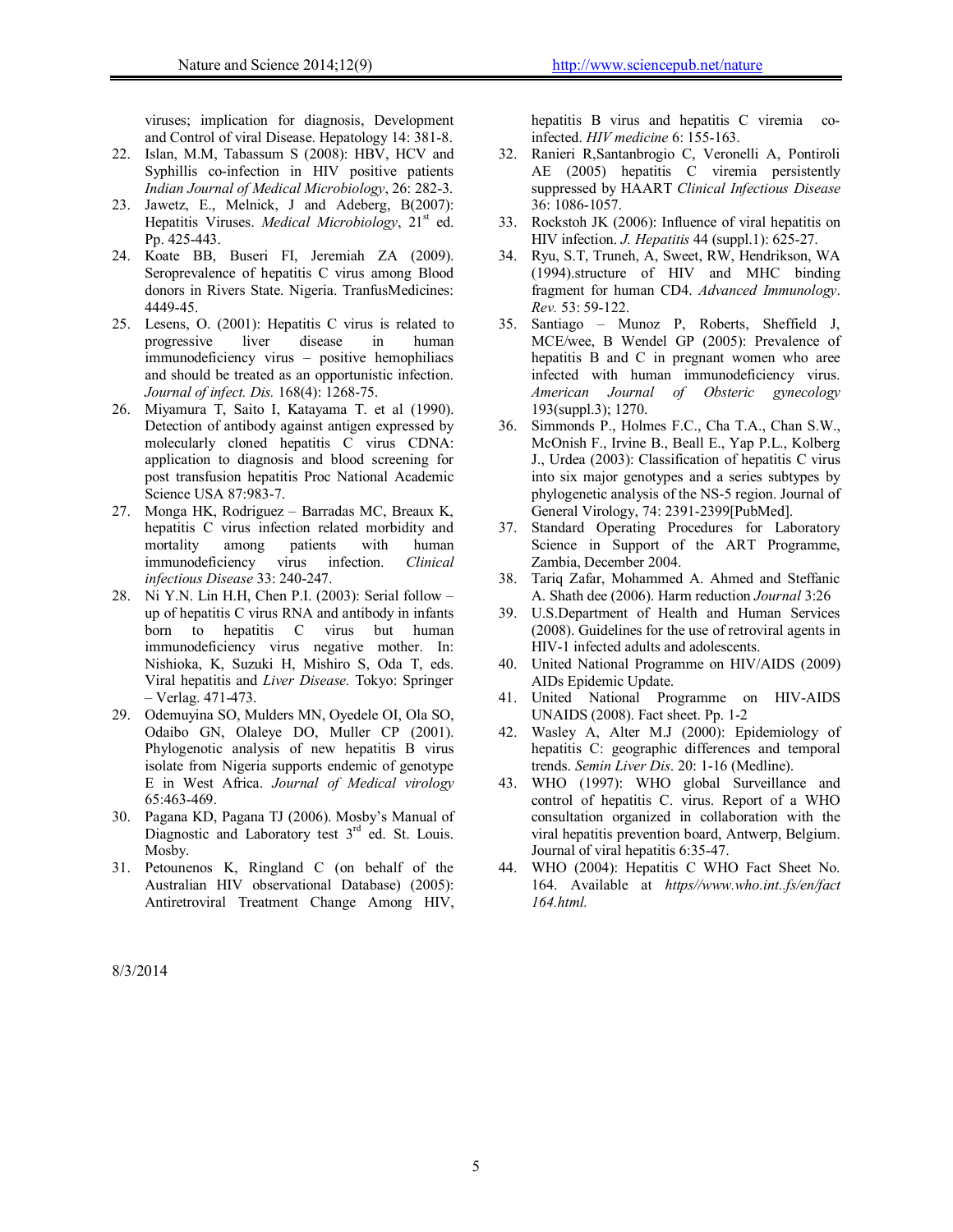viruses; implication for diagnosis, Development and Control of viral Disease. Hepatology 14: 381-8.

22. Islan, M.M, Tabassum S (2008): HBV, HCV and Syphillis co-infection in HIV positive patients *Indian Journal of Medical Microbiology*, 26: 282-3.
23. Jawetz, E., Melnick, J and Adeberg, B(2007): Hepatitis Viruses. *Medical Microbiology*, 21[st] ed. Pp. 425-443.
24. Koate BB, Buseri FI, Jeremiah ZA (2009). Seroprevalence of hepatitis C virus among Blood donors in Rivers State. Nigeria. TranfusMedicines: 4449-45.
25. Lesens, O. (2001): Hepatitis C virus is related to progressive liver disease in human immunodeficiency virus – positive hemophiliacs and should be treated as an opportunistic infection. *Journal of infect. Dis.* 168(4): 1268-75.
26. Miyamura T, Saito I, Katayama T. et al (1990). Detection of antibody against antigen expressed by molecularly cloned hepatitis C virus CDNA: application to diagnosis and blood screening for post transfusion hepatitis Proc National Academic Science USA 87:983-7.
27. Monga HK, Rodriguez – Barradas MC, Breaux K, hepatitis C virus infection related morbidity and mortality among patients with human immunodeficiency virus infection. *Clinical infectious Disease* 33: 240-247.
28. Ni Y.N. Lin H.H, Chen P.I. (2003): Serial follow – up of hepatitis C virus RNA and antibody in infants born to hepatitis C virus but human immunodeficiency virus negative mother. In: Nishioka, K, Suzuki H, Mishiro S, Oda T, eds. Viral hepatitis and *Liver Disease.* Tokyo: Springer – Verlag. 471-473.
29. Odemuyina SO, Mulders MN, Oyedele OI, Ola SO, Odaibo GN, Olaleye DO, Muller CP (2001). Phylogenotic analysis of new hepatitis B virus isolate from Nigeria supports endemic of genotype E in West Africa. *Journal of Medical virology* 65:463-469.
30. Pagana KD, Pagana TJ (2006). Mosby's Manual of Diagnostic and Laboratory test 3[rd] ed. St. Louis. Mosby.
31. Petounenos K, Ringland C (on behalf of the Australian HIV observational Database) (2005): Antiretroviral Treatment Change Among HIV, hepatitis B virus and hepatitis C viremia co-infected. *HIV medicine* 6: 155-163.
32. Ranieri R,Santanbrogio C, Veronelli A, Pontiroli AE (2005) hepatitis C viremia persistently suppressed by HAART *Clinical Infectious Disease* 36: 1086-1057.
33. Rockstoh JK (2006): Influence of viral hepatitis on HIV infection. *J. Hepatitis* 44 (suppl.1): 625-27.
34. Ryu, S.T, Truneh, A, Sweet, RW, Hendrikson, WA (1994).structure of HIV and MHC binding fragment for human CD4. *Advanced Immunology*. *Rev.* 53: 59-122.
35. Santiago – Munoz P, Roberts, Sheffield J, MCE/wee, B Wendel GP (2005): Prevalence of hepatitis B and C in pregnant women who aree infected with human immunodeficiency virus. *American Journal of Obsteric gynecology* 193(suppl.3); 1270.
36. Simmonds P., Holmes F.C., Cha T.A., Chan S.W., McOnish F., Irvine B., Beall E., Yap P.L., Kolberg J., Urdea (2003): Classification of hepatitis C virus into six major genotypes and a series subtypes by phylogenetic analysis of the NS-5 region. Journal of General Virology, 74: 2391-2399[PubMed].
37. Standard Operating Procedures for Laboratory Science in Support of the ART Programme, Zambia, December 2004.
38. Tariq Zafar, Mohammed A. Ahmed and Steffanic A. Shath dee (2006). Harm reduction *Journal* 3:26
39. U.S.Department of Health and Human Services (2008). Guidelines for the use of retroviral agents in HIV-1 infected adults and adolescents.
40. United National Programme on HIV/AIDS (2009) AIDs Epidemic Update.
41. United National Programme on HIV-AIDS UNAIDS (2008). Fact sheet. Pp. 1-2
42. Wasley A, Alter M.J (2000): Epidemiology of hepatitis C: geographic differences and temporal trends. *Semin Liver Dis*. 20: 1-16 (Medline).
43. WHO (1997): WHO global Surveillance and control of hepatitis C. virus. Report of a WHO consultation organized in collaboration with the viral hepatitis prevention board, Antwerp, Belgium. Journal of viral hepatitis 6:35-47.
44. WHO (2004): Hepatitis C WHO Fact Sheet No. 164. Available at *https//www.who.int..fs/en/fact 164.html.*

8/3/2014